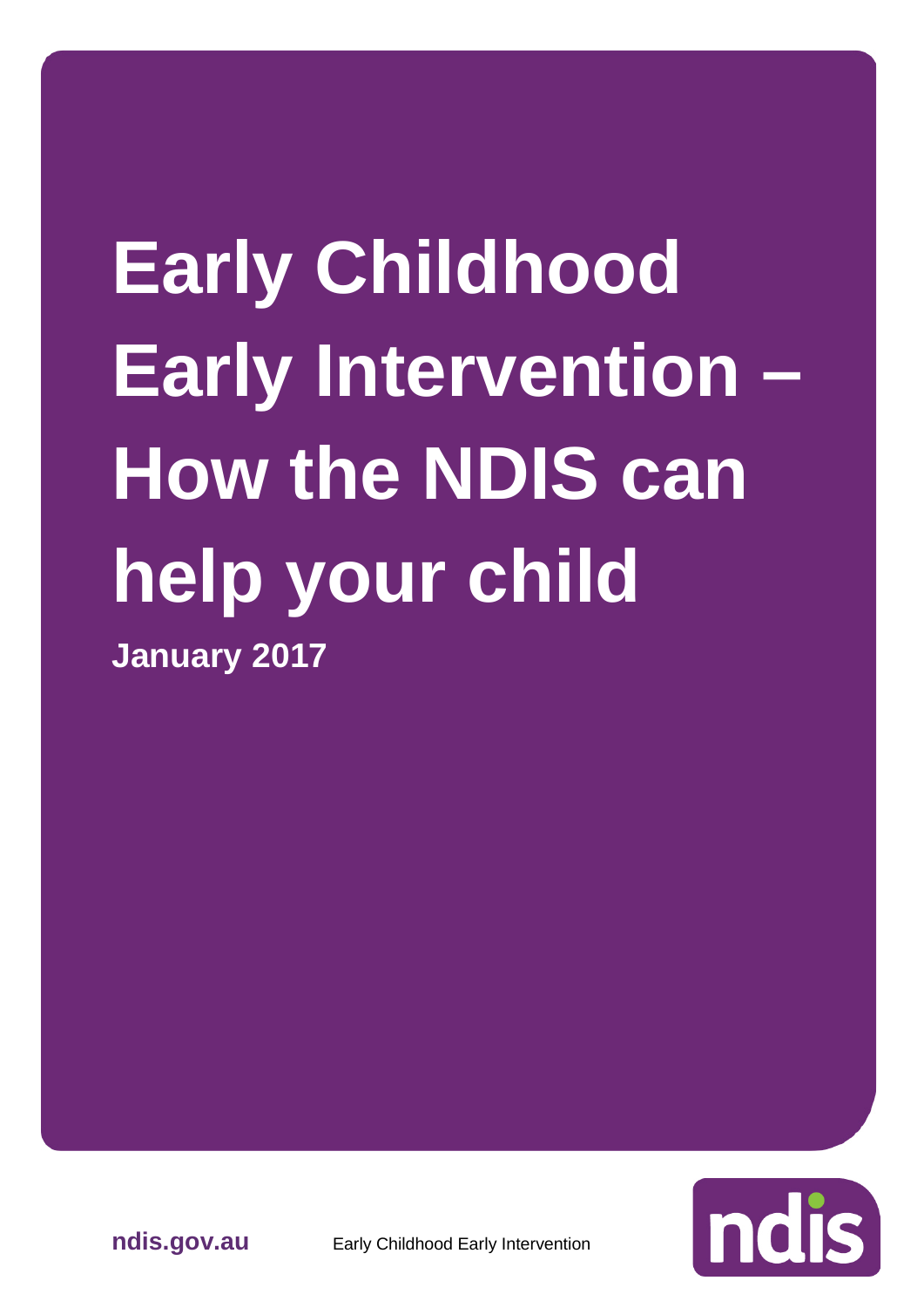# Early Childhood Early Intervention – How the NDIS can help your child

**January 2017**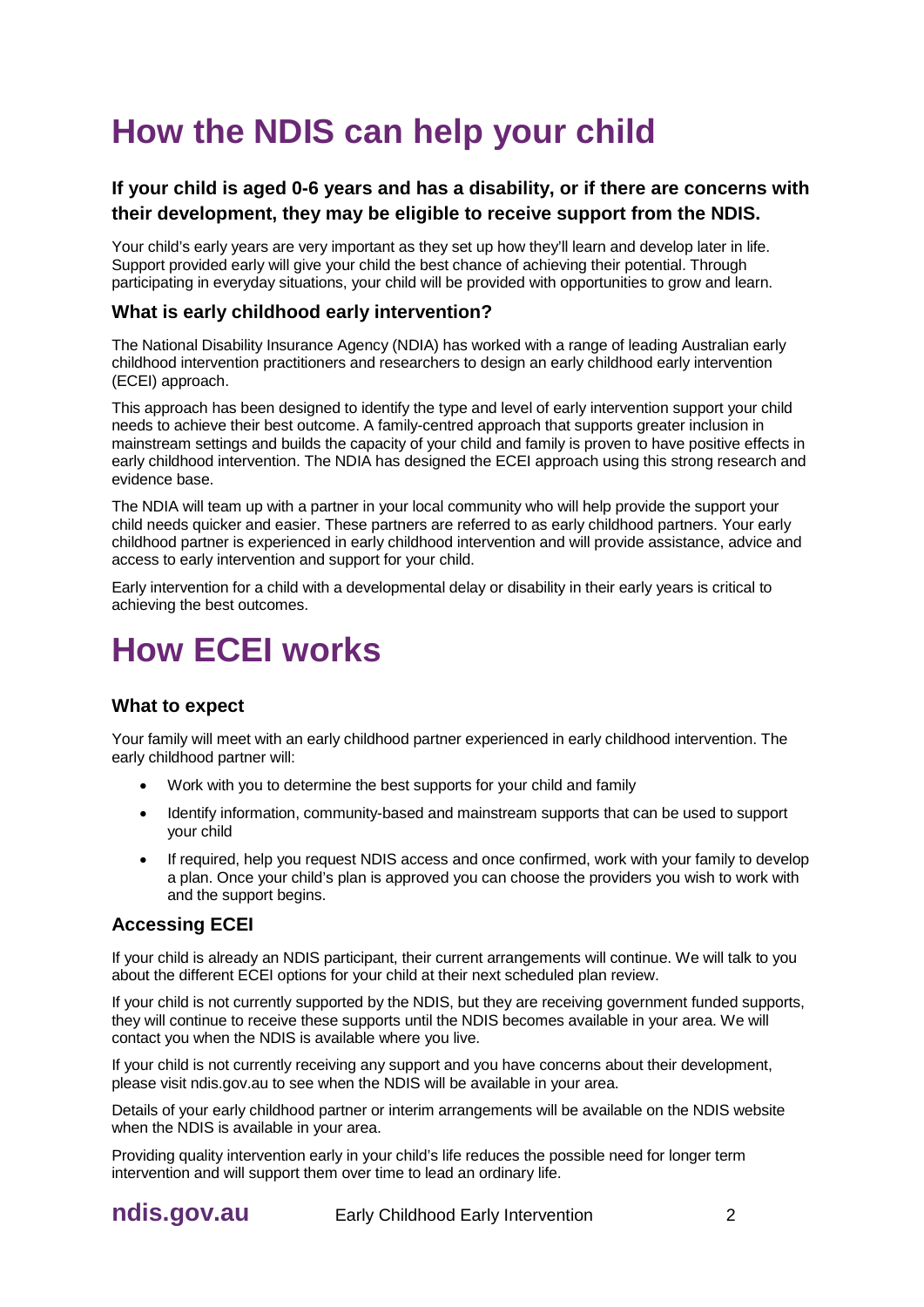# How the NDIS can help your child

### If your child is aged 0-6 years and has a disability, or if there are concerns with their development, they may be eligible to receive support from the NDIS.

Your child's early years are very important as they set up how they'll learn and develop later in life. Support provided early will give your child the best chance of achieving their potential. Through participating in everyday situations, your child will be provided with opportunities to grow and learn.

### What is early childhood early intervention?

The National Disability Insurance Agency (NDIA) has worked with a range of leading Australian early childhood intervention practitioners and researchers to design an early childhood early intervention (ECEI) approach.

This approach has been designed to identify the type and level of early intervention support your child needs to achieve their best outcome. A family-centred approach that supports greater inclusion in mainstream settings and builds the capacity of your child and family is proven to have positive effects in early childhood intervention. The NDIA has designed the ECEI approach using this strong research and evidence base.

The NDIA will team up with a partner in your local community who will help provide the support your child needs quicker and easier. These partners are referred to as early childhood partners. Your early childhood partner is experienced in early childhood intervention and will provide assistance, advice and access to early intervention and support for your child.

Early intervention for a child with a developmental delay or disability in their early years is critical to achieving the best outcomes.

# How ECEI works

### What to expect

Your family will meet with an early childhood partner experienced in early childhood intervention. The early childhood partner will:

- Work with you to determine the best supports for your child and family
- Identify information, community-based and mainstream supports that can be used to support your child
- If required, help you request NDIS access and once confirmed, work with your family to develop a plan. Once your child's plan is approved you can choose the providers you wish to work with and the support begins.

### Accessing ECEI

If your child is already an NDIS participant, their current arrangements will continue. We will talk to you about the different ECEI options for your child at their next scheduled plan review.

If your child is not currently supported by the NDIS, but they are receiving government funded supports, they will continue to receive these supports until the NDIS becomes available in your area. We will contact you when the NDIS is available where you live.

If your child is not currently receiving any support and you have concerns about their development, please visit ndis.gov.au to see when the NDIS will be available in your area.

Details of your early childhood partner or interim arrangements will be available on the NDIS website when the NDIS is available in your area.

Providing quality intervention early in your child's life reduces the possible need for longer term intervention and will support them over time to lead an ordinary life.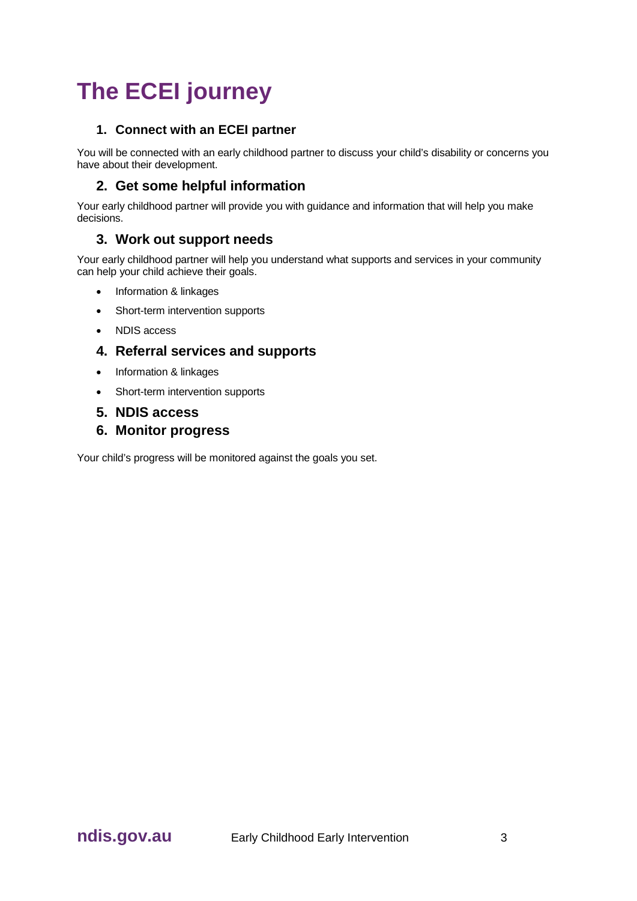# The ECEI journey

## 1. Connect with an ECEI partner

You will be connected with an early childhood partner to discuss your child's disability or concerns you have about their development.

## 2. Get some helpful information

Your early childhood partner will provide you with guidance and information that will help you make decisions.

## 3. Work out support needs

Your early childhood partner will help you understand what supports and services in your community can help your child achieve their goals.

- Information & linkages
- Short-term intervention supports
- NDIS access

## 4. Referral services and supports

- Information & linkages
- Short-term intervention supports

## 5. NDIS access

## 6. Monitor progress

Your child's progress will be monitored against the goals you set.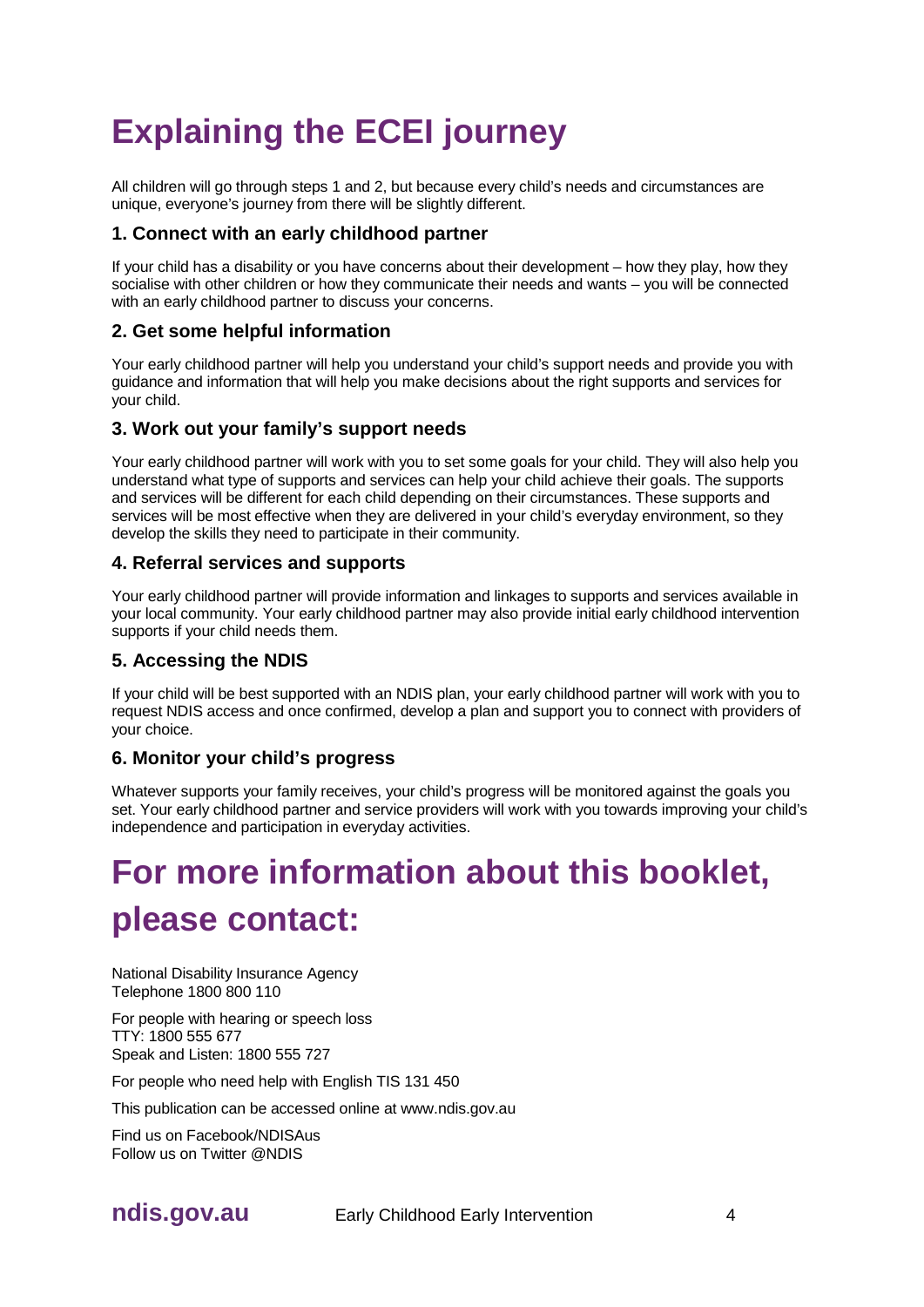# Explaining the ECEI journey

All children will go through steps 1 and 2, but because every child's needs and circumstances are unique, everyone's journey from there will be slightly different.

### 1. Connect with an early childhood partner

If your child has a disability or you have concerns about their development – how they play, how they socialise with other children or how they communicate their needs and wants – you will be connected with an early childhood partner to discuss your concerns.

### 2. Get some helpful information

Your early childhood partner will help you understand your child's support needs and provide you with guidance and information that will help you make decisions about the right supports and services for your child.

### 3. Work out your family's support needs

Your early childhood partner will work with you to set some goals for your child. They will also help you understand what type of supports and services can help your child achieve their goals. The supports and services will be different for each child depending on their circumstances. These supports and services will be most effective when they are delivered in your child's everyday environment, so they develop the skills they need to participate in their community.

### 4. Referral services and supports

Your early childhood partner will provide information and linkages to supports and services available in your local community. Your early childhood partner may also provide initial early childhood intervention supports if your child needs them.

### 5. Accessing the NDIS

If your child will be best supported with an NDIS plan, your early childhood partner will work with you to request NDIS access and once confirmed, develop a plan and support you to connect with providers of your choice.

### 6. Monitor your child's progress

Whatever supports your family receives, your child's progress will be monitored against the goals you set. Your early childhood partner and service providers will work with you towards improving your child's independence and participation in everyday activities.

# For more information about this booklet, please contact:

National Disability Insurance Agency
Telephone 1800 800 110

For people with hearing or speech loss
TTY: 1800 555 677
Speak and Listen: 1800 555 727

For people who need help with English TIS 131 450

This publication can be accessed online at www.ndis.gov.au

Find us on Facebook/NDISAus
Follow us on Twitter @NDIS